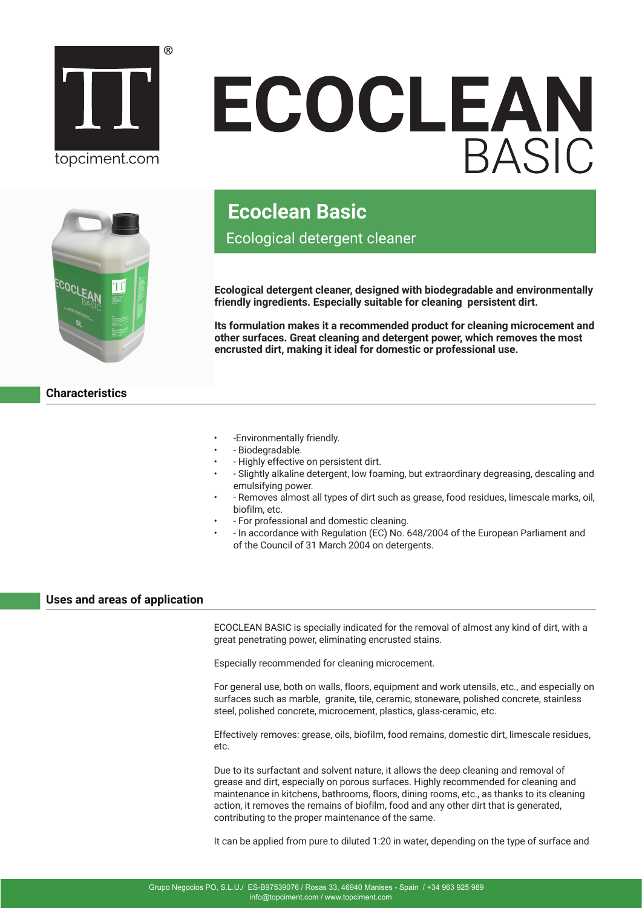# ECOCLEAN BASIC

## Ecoclean Basic

Ecological detergent cleaner

**Ecological detergent cleaner, designed with biodegradable and environmentally friendly ingredients. Especially suitable for cleaning persistent dirt.**

**Its formulation makes it a recommended product for cleaning microcement and other surfaces. Great cleaning and detergent power, which removes the most encrusted dirt, making it ideal for domestic or professional use.**

### Characteristics

- -Environmentally friendly.
- - Biodegradable.
- - Highly effective on persistent dirt.
- - Slightly alkaline detergent, low foaming, but extraordinary degreasing, descaling and emulsifying power.
- - Removes almost all types of dirt such as grease, food residues, limescale marks, oil, biofilm, etc.
- - For professional and domestic cleaning.
- - In accordance with Regulation (EC) No. 648/2004 of the European Parliament and of the Council of 31 March 2004 on detergents.

### Uses and areas of application

ECOCLEAN BASIC is specially indicated for the removal of almost any kind of dirt, with a great penetrating power, eliminating encrusted stains.

Especially recommended for cleaning microcement.

For general use, both on walls, floors, equipment and work utensils, etc., and especially on surfaces such as marble, granite, tile, ceramic, stoneware, polished concrete, stainless steel, polished concrete, microcement, plastics, glass-ceramic, etc.

Effectively removes: grease, oils, biofilm, food remains, domestic dirt, limescale residues, etc.

Due to its surfactant and solvent nature, it allows the deep cleaning and removal of grease and dirt, especially on porous surfaces. Highly recommended for cleaning and maintenance in kitchens, bathrooms, floors, dining rooms, etc., as thanks to its cleaning action, it removes the remains of biofilm, food and any other dirt that is generated, contributing to the proper maintenance of the same.

It can be applied from pure to diluted 1:20 in water, depending on the type of surface and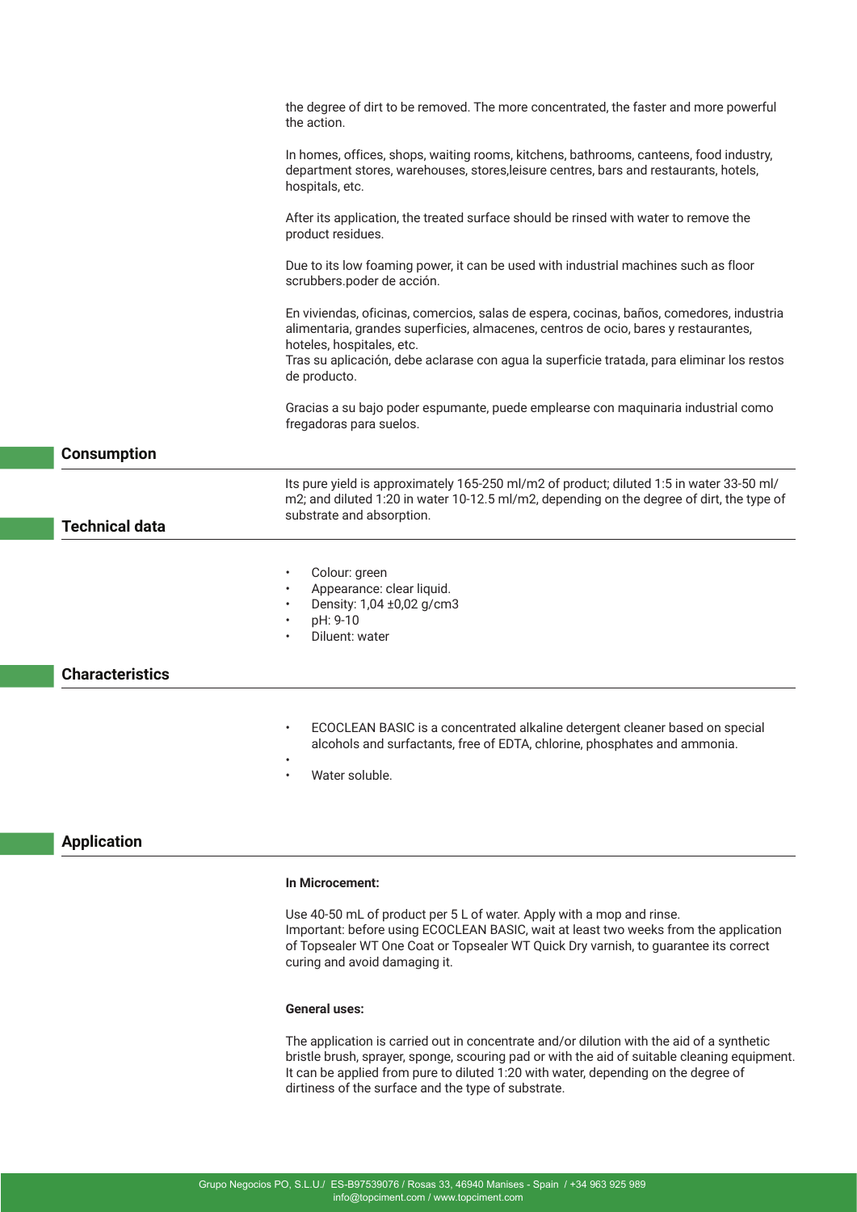the degree of dirt to be removed. The more concentrated, the faster and more powerful the action.

In homes, offices, shops, waiting rooms, kitchens, bathrooms, canteens, food industry, department stores, warehouses, stores,leisure centres, bars and restaurants, hotels, hospitals, etc.

After its application, the treated surface should be rinsed with water to remove the product residues.

Due to its low foaming power, it can be used with industrial machines such as floor scrubbers.poder de acción.

En viviendas, oficinas, comercios, salas de espera, cocinas, baños, comedores, industria alimentaria, grandes superficies, almacenes, centros de ocio, bares y restaurantes, hoteles, hospitales, etc.
Tras su aplicación, debe aclarase con agua la superficie tratada, para eliminar los restos de producto.

Gracias a su bajo poder espumante, puede emplearse con maquinaria industrial como fregadoras para suelos.

## Consumption

Its pure yield is approximately 165-250 ml/m2 of product; diluted 1:5 in water 33-50 ml/m2; and diluted 1:20 in water 10-12.5 ml/m2, depending on the degree of dirt, the type of substrate and absorption.

## Technical data

- Colour: green
- Appearance: clear liquid.
- Density: 1,04 ±0,02 g/cm3
- pH: 9-10
- Diluent: water

## Characteristics

- ECOCLEAN BASIC is a concentrated alkaline detergent cleaner based on special alcohols and surfactants, free of EDTA, chlorine, phosphates and ammonia.
- Water soluble.

## Application

**In Microcement:**

Use 40-50 mL of product per 5 L of water. Apply with a mop and rinse.
Important: before using ECOCLEAN BASIC, wait at least two weeks from the application of Topsealer WT One Coat or Topsealer WT Quick Dry varnish, to guarantee its correct curing and avoid damaging it.

**General uses:**

The application is carried out in concentrate and/or dilution with the aid of a synthetic bristle brush, sprayer, sponge, scouring pad or with the aid of suitable cleaning equipment. It can be applied from pure to diluted 1:20 with water, depending on the degree of dirtiness of the surface and the type of substrate.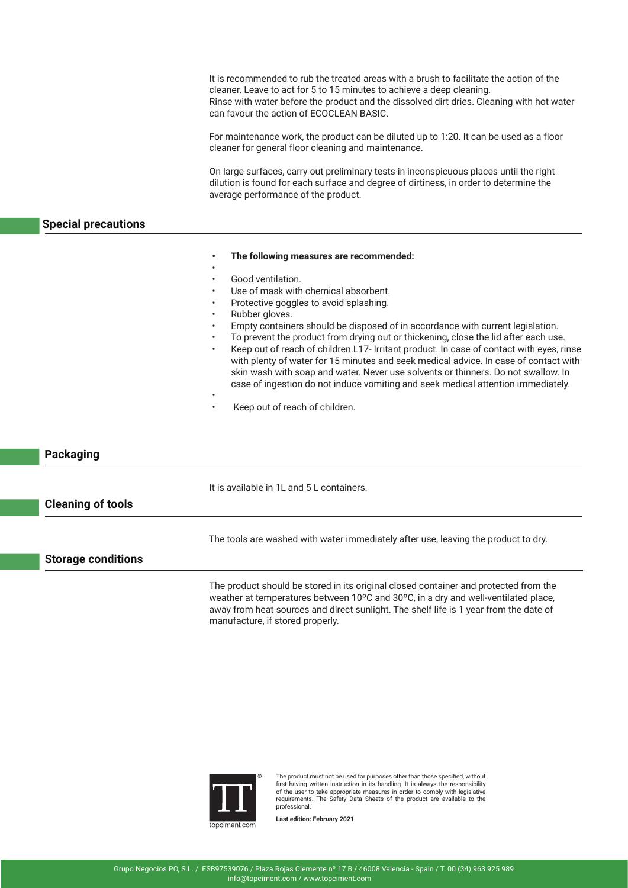It is recommended to rub the treated areas with a brush to facilitate the action of the cleaner. Leave to act for 5 to 15 minutes to achieve a deep cleaning.
Rinse with water before the product and the dissolved dirt dries. Cleaning with hot water can favour the action of ECOCLEAN BASIC.

For maintenance work, the product can be diluted up to 1:20. It can be used as a floor cleaner for general floor cleaning and maintenance.

On large surfaces, carry out preliminary tests in inconspicuous places until the right dilution is found for each surface and degree of dirtiness, in order to determine the average performance of the product.

## Special precautions

- **The following measures are recommended:**
- Good ventilation.
- Use of mask with chemical absorbent.
- Protective goggles to avoid splashing.
- Rubber gloves.
- Empty containers should be disposed of in accordance with current legislation.
- To prevent the product from drying out or thickening, close the lid after each use.
- Keep out of reach of children.L17- Irritant product. In case of contact with eyes, rinse with plenty of water for 15 minutes and seek medical advice. In case of contact with skin wash with soap and water. Never use solvents or thinners. Do not swallow. In case of ingestion do not induce vomiting and seek medical attention immediately.
- Keep out of reach of children.

## Packaging

It is available in 1L and 5 L containers.

## Cleaning of tools

The tools are washed with water immediately after use, leaving the product to dry.

## Storage conditions

The product should be stored in its original closed container and protected from the weather at temperatures between 10ºC and 30ºC, in a dry and well-ventilated place, away from heat sources and direct sunlight. The shelf life is 1 year from the date of manufacture, if stored properly.

TT®
topciment.com

The product must not be used for purposes other than those specified, without first having written instruction in its handling. It is always the responsibility of the user to take appropriate measures in order to comply with legislative requirements. The Safety Data Sheets of the product are available to the professional.

**Last edition: February 2021**

Grupo Negocios PO, S.L. / ESB97539076 / Plaza Rojas Clemente nº 17 B / 46008 Valencia - Spain / T. 00 (34) 963 925 989
info@topciment.com / www.topciment.com